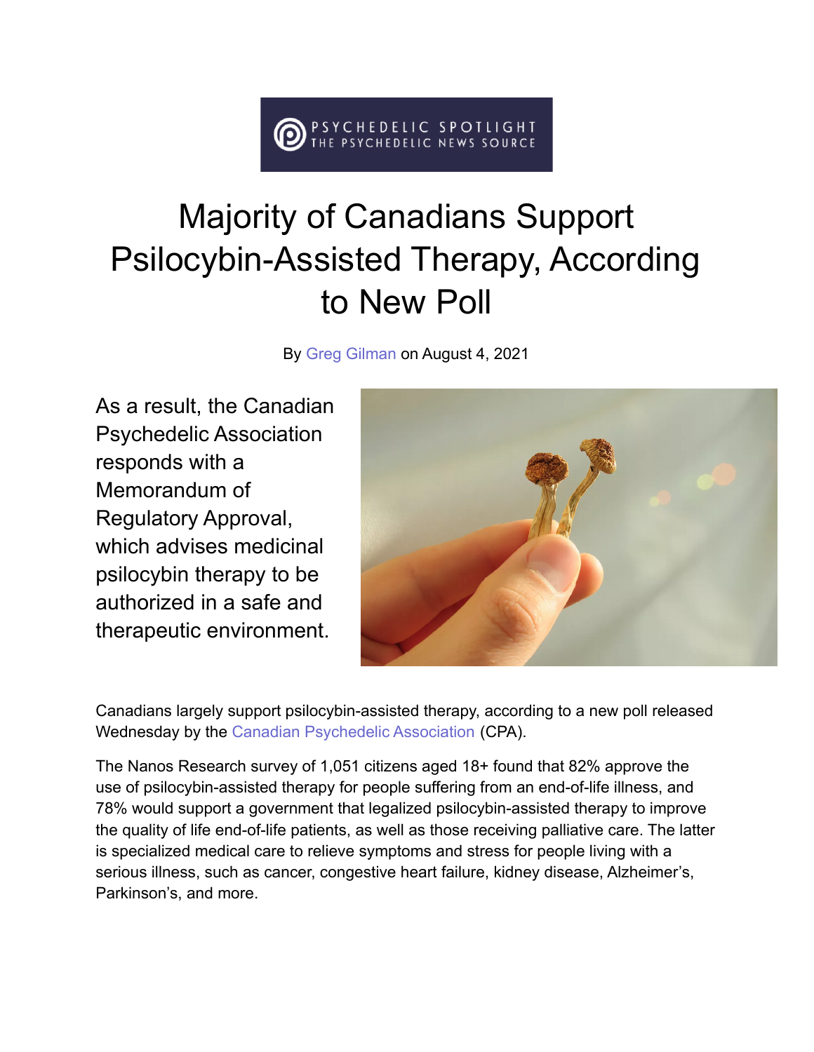PSYCHEDELIC SPOTLIGHT
THE PSYCHEDELIC NEWS SOURCE

# Majority of Canadians Support Psilocybin-Assisted Therapy, According to New Poll

By Greg Gilman on August 4, 2021

As a result, the Canadian Psychedelic Association responds with a Memorandum of Regulatory Approval, which advises medicinal psilocybin therapy to be authorized in a safe and therapeutic environment.

Canadians largely support psilocybin-assisted therapy, according to a new poll released Wednesday by the Canadian Psychedelic Association (CPA).

The Nanos Research survey of 1,051 citizens aged 18+ found that 82% approve the use of psilocybin-assisted therapy for people suffering from an end-of-life illness, and 78% would support a government that legalized psilocybin-assisted therapy to improve the quality of life end-of-life patients, as well as those receiving palliative care. The latter is specialized medical care to relieve symptoms and stress for people living with a serious illness, such as cancer, congestive heart failure, kidney disease, Alzheimer's, Parkinson's, and more.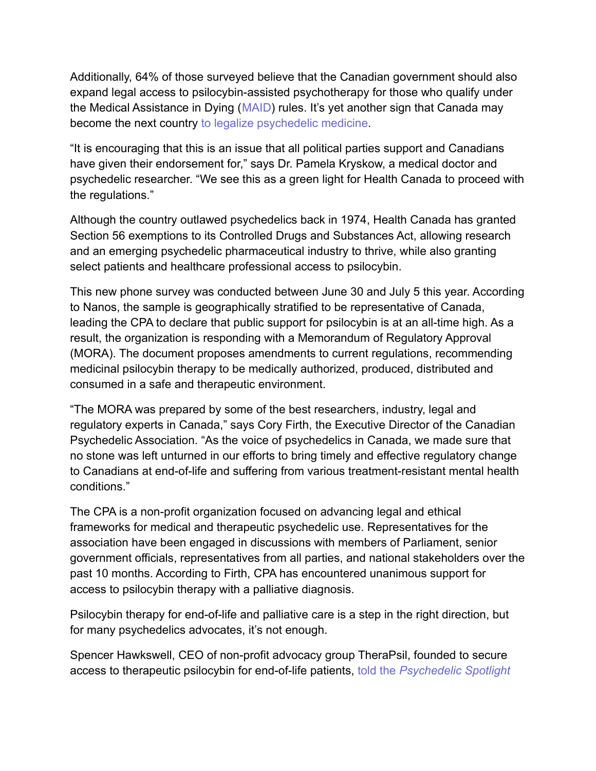Additionally, 64% of those surveyed believe that the Canadian government should also expand legal access to psilocybin-assisted psychotherapy for those who qualify under the Medical Assistance in Dying (MAID) rules. It's yet another sign that Canada may become the next country to legalize psychedelic medicine.

"It is encouraging that this is an issue that all political parties support and Canadians have given their endorsement for," says Dr. Pamela Kryskow, a medical doctor and psychedelic researcher. "We see this as a green light for Health Canada to proceed with the regulations."

Although the country outlawed psychedelics back in 1974, Health Canada has granted Section 56 exemptions to its Controlled Drugs and Substances Act, allowing research and an emerging psychedelic pharmaceutical industry to thrive, while also granting select patients and healthcare professional access to psilocybin.

This new phone survey was conducted between June 30 and July 5 this year. According to Nanos, the sample is geographically stratified to be representative of Canada, leading the CPA to declare that public support for psilocybin is at an all-time high. As a result, the organization is responding with a Memorandum of Regulatory Approval (MORA). The document proposes amendments to current regulations, recommending medicinal psilocybin therapy to be medically authorized, produced, distributed and consumed in a safe and therapeutic environment.

"The MORA was prepared by some of the best researchers, industry, legal and regulatory experts in Canada," says Cory Firth, the Executive Director of the Canadian Psychedelic Association. "As the voice of psychedelics in Canada, we made sure that no stone was left unturned in our efforts to bring timely and effective regulatory change to Canadians at end-of-life and suffering from various treatment-resistant mental health conditions."

The CPA is a non-profit organization focused on advancing legal and ethical frameworks for medical and therapeutic psychedelic use. Representatives for the association have been engaged in discussions with members of Parliament, senior government officials, representatives from all parties, and national stakeholders over the past 10 months. According to Firth, CPA has encountered unanimous support for access to psilocybin therapy with a palliative diagnosis.

Psilocybin therapy for end-of-life and palliative care is a step in the right direction, but for many psychedelics advocates, it's not enough.

Spencer Hawkswell, CEO of non-profit advocacy group TheraPsil, founded to secure access to therapeutic psilocybin for end-of-life patients, told the *Psychedelic Spotlight*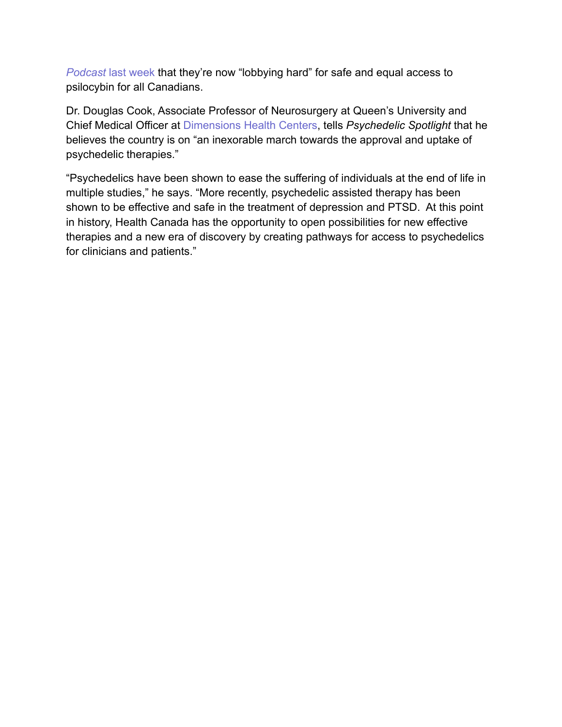*Podcast* last week that they're now "lobbying hard" for safe and equal access to psilocybin for all Canadians.

Dr. Douglas Cook, Associate Professor of Neurosurgery at Queen's University and Chief Medical Officer at Dimensions Health Centers, tells *Psychedelic Spotlight* that he believes the country is on "an inexorable march towards the approval and uptake of psychedelic therapies."

"Psychedelics have been shown to ease the suffering of individuals at the end of life in multiple studies," he says. "More recently, psychedelic assisted therapy has been shown to be effective and safe in the treatment of depression and PTSD. At this point in history, Health Canada has the opportunity to open possibilities for new effective therapies and a new era of discovery by creating pathways for access to psychedelics for clinicians and patients."